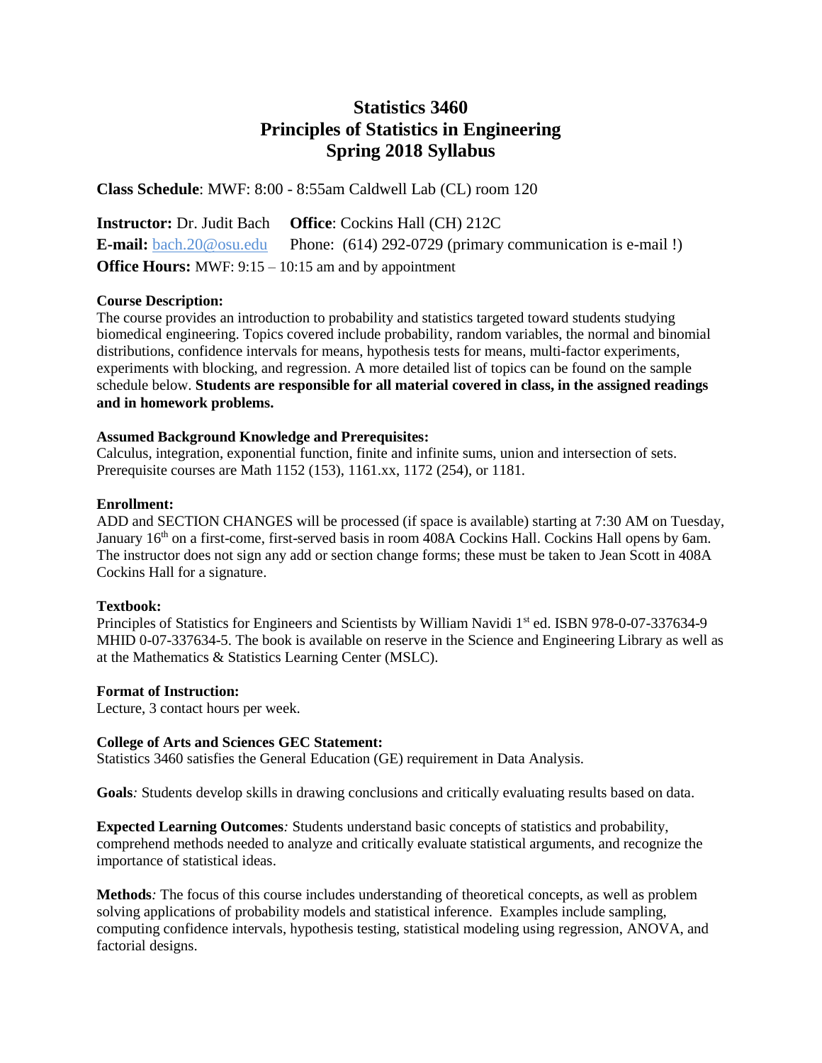# Statistics 3460
# Principles of Statistics in Engineering
# Spring 2018 Syllabus

**Class Schedule**: MWF: 8:00 - 8:55am Caldwell Lab (CL) room 120

**Instructor:** Dr. Judit Bach **Office**: Cockins Hall (CH) 212C
**E-mail:** bach.20@osu.edu Phone: (614) 292-0729 (primary communication is e-mail !)
**Office Hours:** MWF: 9:15 – 10:15 am and by appointment

**Course Description:**
The course provides an introduction to probability and statistics targeted toward students studying biomedical engineering. Topics covered include probability, random variables, the normal and binomial distributions, confidence intervals for means, hypothesis tests for means, multi-factor experiments, experiments with blocking, and regression. A more detailed list of topics can be found on the sample schedule below. **Students are responsible for all material covered in class, in the assigned readings and in homework problems.**

**Assumed Background Knowledge and Prerequisites:**
Calculus, integration, exponential function, finite and infinite sums, union and intersection of sets. Prerequisite courses are Math 1152 (153), 1161.xx, 1172 (254), or 1181.

**Enrollment:**
ADD and SECTION CHANGES will be processed (if space is available) starting at 7:30 AM on Tuesday, January 16th on a first-come, first-served basis in room 408A Cockins Hall. Cockins Hall opens by 6am. The instructor does not sign any add or section change forms; these must be taken to Jean Scott in 408A Cockins Hall for a signature.

**Textbook:**
Principles of Statistics for Engineers and Scientists by William Navidi 1st ed. ISBN 978-0-07-337634-9 MHID 0-07-337634-5. The book is available on reserve in the Science and Engineering Library as well as at the Mathematics & Statistics Learning Center (MSLC).

**Format of Instruction:**
Lecture, 3 contact hours per week.

**College of Arts and Sciences GEC Statement:**
Statistics 3460 satisfies the General Education (GE) requirement in Data Analysis.

**Goals***:* Students develop skills in drawing conclusions and critically evaluating results based on data.

**Expected Learning Outcomes***:* Students understand basic concepts of statistics and probability, comprehend methods needed to analyze and critically evaluate statistical arguments, and recognize the importance of statistical ideas.

**Methods***:* The focus of this course includes understanding of theoretical concepts, as well as problem solving applications of probability models and statistical inference. Examples include sampling, computing confidence intervals, hypothesis testing, statistical modeling using regression, ANOVA, and factorial designs.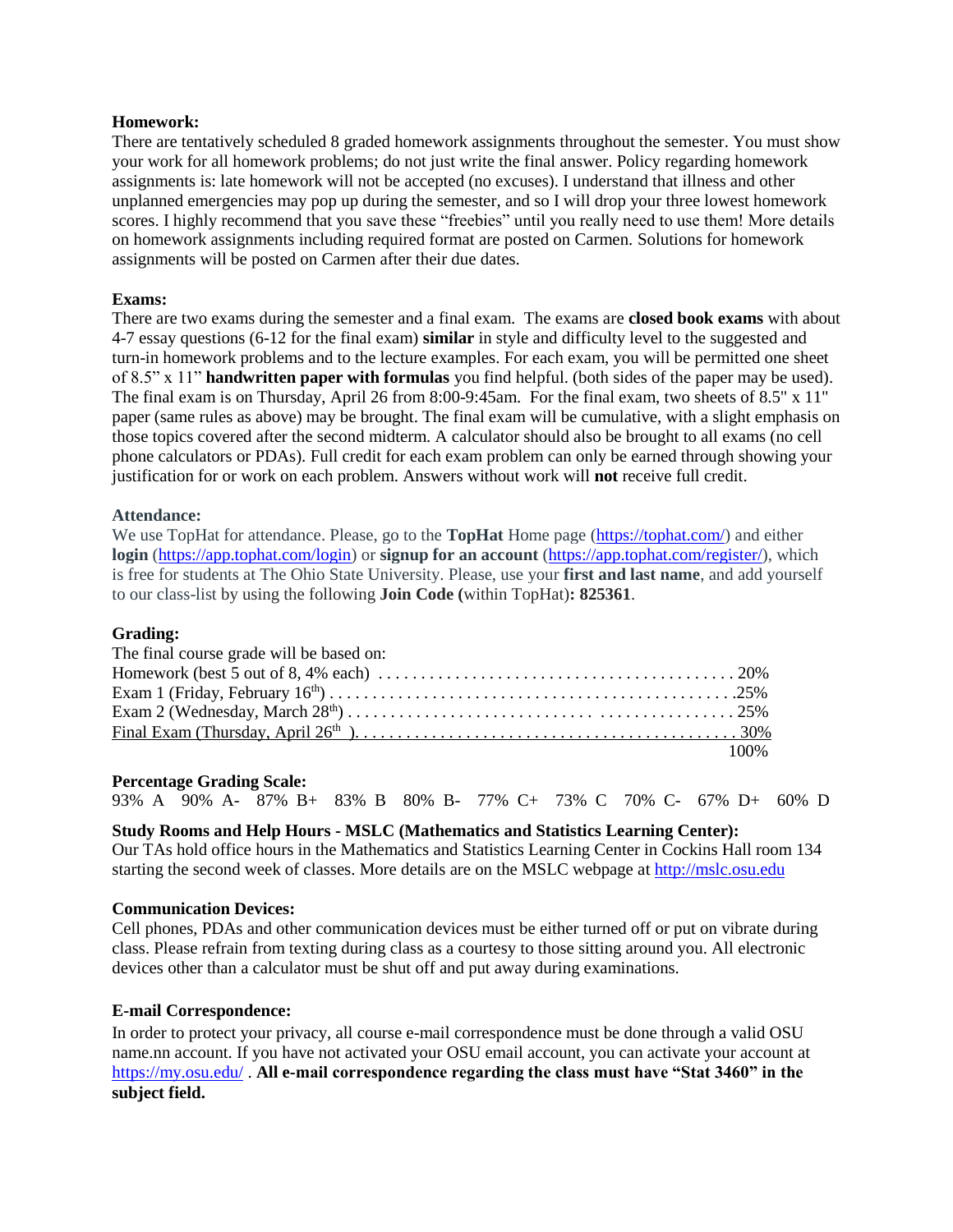**Homework:**

There are tentatively scheduled 8 graded homework assignments throughout the semester. You must show your work for all homework problems; do not just write the final answer. Policy regarding homework assignments is: late homework will not be accepted (no excuses). I understand that illness and other unplanned emergencies may pop up during the semester, and so I will drop your three lowest homework scores. I highly recommend that you save these "freebies" until you really need to use them! More details on homework assignments including required format are posted on Carmen. Solutions for homework assignments will be posted on Carmen after their due dates.

**Exams:**

There are two exams during the semester and a final exam. The exams are **closed book exams** with about 4-7 essay questions (6-12 for the final exam) **similar** in style and difficulty level to the suggested and turn-in homework problems and to the lecture examples. For each exam, you will be permitted one sheet of 8.5" x 11" **handwritten paper with formulas** you find helpful. (both sides of the paper may be used). The final exam is on Thursday, April 26 from 8:00-9:45am. For the final exam, two sheets of 8.5" x 11" paper (same rules as above) may be brought. The final exam will be cumulative, with a slight emphasis on those topics covered after the second midterm. A calculator should also be brought to all exams (no cell phone calculators or PDAs). Full credit for each exam problem can only be earned through showing your justification for or work on each problem. Answers without work will **not** receive full credit.

**Attendance:**

We use TopHat for attendance. Please, go to the **TopHat** Home page (https://tophat.com/) and either **login** (https://app.tophat.com/login) or **signup for an account** (https://app.tophat.com/register/), which is free for students at The Ohio State University. Please, use your **first and last name**, and add yourself to our class-list by using the following **Join Code (**within TopHat**): 825361**.

**Grading:**

The final course grade will be based on:

| | |
|---|---|
| Homework (best 5 out of 8, 4% each) | 20% |
| Exam 1 (Friday, February 16th) | 25% |
| Exam 2 (Wednesday, March 28th) | 25% |
| Final Exam (Thursday, April 26th) | 30% |
| | 100% |

**Percentage Grading Scale:**

93% A 90% A- 87% B+ 83% B 80% B- 77% C+ 73% C 70% C- 67% D+ 60% D

**Study Rooms and Help Hours - MSLC (Mathematics and Statistics Learning Center):**

Our TAs hold office hours in the Mathematics and Statistics Learning Center in Cockins Hall room 134 starting the second week of classes. More details are on the MSLC webpage at http://mslc.osu.edu

**Communication Devices:**

Cell phones, PDAs and other communication devices must be either turned off or put on vibrate during class. Please refrain from texting during class as a courtesy to those sitting around you. All electronic devices other than a calculator must be shut off and put away during examinations.

**E-mail Correspondence:**

In order to protect your privacy, all course e-mail correspondence must be done through a valid OSU name.nn account. If you have not activated your OSU email account, you can activate your account at https://my.osu.edu/ . **All e-mail correspondence regarding the class must have "Stat 3460" in the subject field.**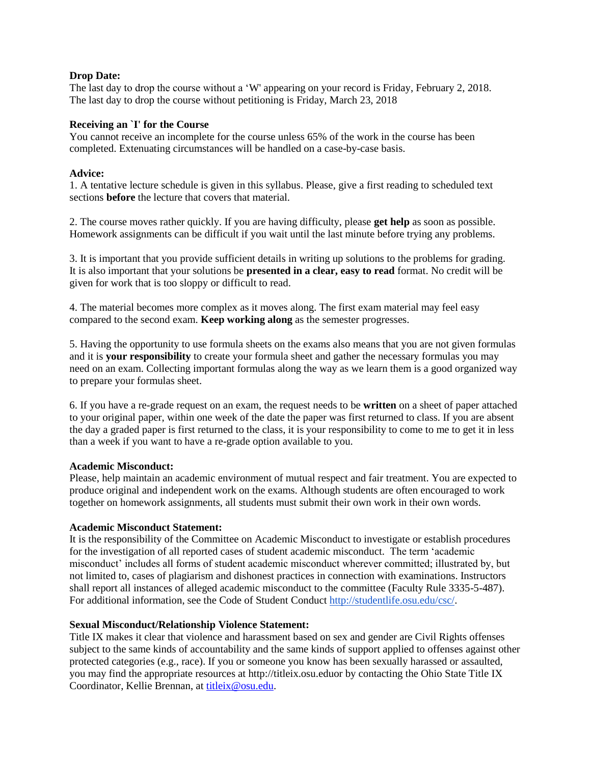**Drop Date:**
The last day to drop the course without a 'W' appearing on your record is Friday, February 2, 2018.
The last day to drop the course without petitioning is Friday, March 23, 2018

**Receiving an `I' for the Course**
You cannot receive an incomplete for the course unless 65% of the work in the course has been completed. Extenuating circumstances will be handled on a case-by-case basis.

**Advice:**
1. A tentative lecture schedule is given in this syllabus. Please, give a first reading to scheduled text sections **before** the lecture that covers that material.

2. The course moves rather quickly. If you are having difficulty, please **get help** as soon as possible. Homework assignments can be difficult if you wait until the last minute before trying any problems.

3. It is important that you provide sufficient details in writing up solutions to the problems for grading. It is also important that your solutions be **presented in a clear, easy to read** format. No credit will be given for work that is too sloppy or difficult to read.

4. The material becomes more complex as it moves along. The first exam material may feel easy compared to the second exam. **Keep working along** as the semester progresses.

5. Having the opportunity to use formula sheets on the exams also means that you are not given formulas and it is **your responsibility** to create your formula sheet and gather the necessary formulas you may need on an exam. Collecting important formulas along the way as we learn them is a good organized way to prepare your formulas sheet.

6. If you have a re-grade request on an exam, the request needs to be **written** on a sheet of paper attached to your original paper, within one week of the date the paper was first returned to class. If you are absent the day a graded paper is first returned to the class, it is your responsibility to come to me to get it in less than a week if you want to have a re-grade option available to you.

**Academic Misconduct:**
Please, help maintain an academic environment of mutual respect and fair treatment. You are expected to produce original and independent work on the exams. Although students are often encouraged to work together on homework assignments, all students must submit their own work in their own words.

**Academic Misconduct Statement:**
It is the responsibility of the Committee on Academic Misconduct to investigate or establish procedures for the investigation of all reported cases of student academic misconduct. The term 'academic misconduct' includes all forms of student academic misconduct wherever committed; illustrated by, but not limited to, cases of plagiarism and dishonest practices in connection with examinations. Instructors shall report all instances of alleged academic misconduct to the committee (Faculty Rule 3335-5-487). For additional information, see the Code of Student Conduct http://studentlife.osu.edu/csc/.

**Sexual Misconduct/Relationship Violence Statement:**
Title IX makes it clear that violence and harassment based on sex and gender are Civil Rights offenses subject to the same kinds of accountability and the same kinds of support applied to offenses against other protected categories (e.g., race). If you or someone you know has been sexually harassed or assaulted, you may find the appropriate resources at http://titleix.osu.eduor by contacting the Ohio State Title IX Coordinator, Kellie Brennan, at titleix@osu.edu.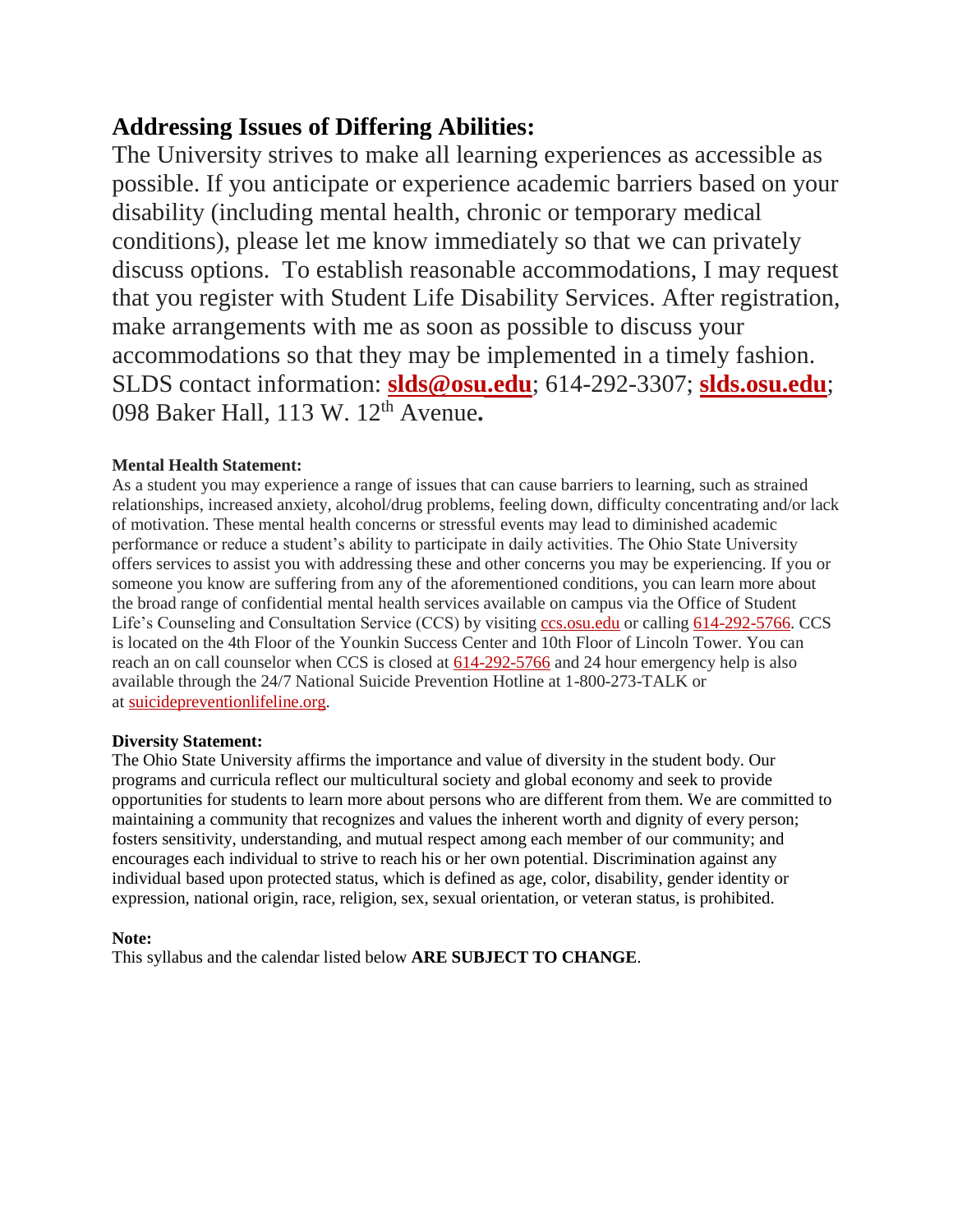## Addressing Issues of Differing Abilities:

The University strives to make all learning experiences as accessible as possible. If you anticipate or experience academic barriers based on your disability (including mental health, chronic or temporary medical conditions), please let me know immediately so that we can privately discuss options. To establish reasonable accommodations, I may request that you register with Student Life Disability Services. After registration, make arrangements with me as soon as possible to discuss your accommodations so that they may be implemented in a timely fashion. SLDS contact information: **slds@osu.edu**; 614-292-3307; **slds.osu.edu**; 098 Baker Hall, 113 W. 12th Avenue**.**

**Mental Health Statement:**

As a student you may experience a range of issues that can cause barriers to learning, such as strained relationships, increased anxiety, alcohol/drug problems, feeling down, difficulty concentrating and/or lack of motivation. These mental health concerns or stressful events may lead to diminished academic performance or reduce a student's ability to participate in daily activities. The Ohio State University offers services to assist you with addressing these and other concerns you may be experiencing. If you or someone you know are suffering from any of the aforementioned conditions, you can learn more about the broad range of confidential mental health services available on campus via the Office of Student Life's Counseling and Consultation Service (CCS) by visiting ccs.osu.edu or calling 614-292-5766. CCS is located on the 4th Floor of the Younkin Success Center and 10th Floor of Lincoln Tower. You can reach an on call counselor when CCS is closed at 614-292-5766 and 24 hour emergency help is also available through the 24/7 National Suicide Prevention Hotline at 1-800-273-TALK or at suicidepreventionlifeline.org.

**Diversity Statement:**

The Ohio State University affirms the importance and value of diversity in the student body. Our programs and curricula reflect our multicultural society and global economy and seek to provide opportunities for students to learn more about persons who are different from them. We are committed to maintaining a community that recognizes and values the inherent worth and dignity of every person; fosters sensitivity, understanding, and mutual respect among each member of our community; and encourages each individual to strive to reach his or her own potential. Discrimination against any individual based upon protected status, which is defined as age, color, disability, gender identity or expression, national origin, race, religion, sex, sexual orientation, or veteran status, is prohibited.

**Note:**

This syllabus and the calendar listed below **ARE SUBJECT TO CHANGE**.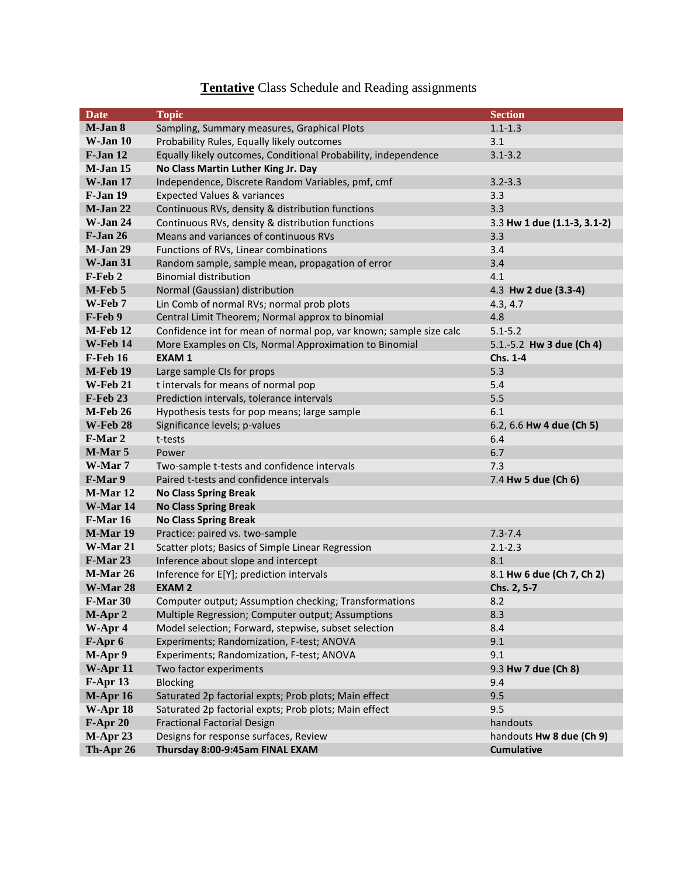# **Tentative** Class Schedule and Reading assignments

| Date | Topic | Section |
|---|---|---|
| **M-Jan 8** | Sampling, Summary measures, Graphical Plots | 1.1-1.3 |
| **W-Jan 10** | Probability Rules, Equally likely outcomes | 3.1 |
| **F-Jan 12** | Equally likely outcomes, Conditional Probability, independence | 3.1-3.2 |
| **M-Jan 15** | **No Class Martin Luther King Jr. Day** | |
| **W-Jan 17** | Independence, Discrete Random Variables, pmf, cmf | 3.2-3.3 |
| **F-Jan 19** | Expected Values & variances | 3.3 |
| **M-Jan 22** | Continuous RVs, density & distribution functions | 3.3 |
| **W-Jan 24** | Continuous RVs, density & distribution functions | 3.3 **Hw 1 due (1.1-3, 3.1-2)** |
| **F-Jan 26** | Means and variances of continuous RVs | 3.3 |
| **M-Jan 29** | Functions of RVs, Linear combinations | 3.4 |
| **W-Jan 31** | Random sample, sample mean, propagation of error | 3.4 |
| **F-Feb 2** | Binomial distribution | 4.1 |
| **M-Feb 5** | Normal (Gaussian) distribution | 4.3 **Hw 2 due (3.3-4)** |
| **W-Feb 7** | Lin Comb of normal RVs; normal prob plots | 4.3, 4.7 |
| **F-Feb 9** | Central Limit Theorem; Normal approx to binomial | 4.8 |
| **M-Feb 12** | Confidence int for mean of normal pop, var known; sample size calc | 5.1-5.2 |
| **W-Feb 14** | More Examples on CIs, Normal Approximation to Binomial | 5.1.-5.2 **Hw 3 due (Ch 4)** |
| **F-Feb 16** | **EXAM 1** | **Chs. 1-4** |
| **M-Feb 19** | Large sample CIs for props | 5.3 |
| **W-Feb 21** | t intervals for means of normal pop | 5.4 |
| **F-Feb 23** | Prediction intervals, tolerance intervals | 5.5 |
| **M-Feb 26** | Hypothesis tests for pop means; large sample | 6.1 |
| **W-Feb 28** | Significance levels; p-values | 6.2, 6.6 **Hw 4 due (Ch 5)** |
| **F-Mar 2** | t-tests | 6.4 |
| **M-Mar 5** | Power | 6.7 |
| **W-Mar 7** | Two-sample t-tests and confidence intervals | 7.3 |
| **F-Mar 9** | Paired t-tests and confidence intervals | 7.4 **Hw 5 due (Ch 6)** |
| **M-Mar 12** | **No Class Spring Break** | |
| **W-Mar 14** | **No Class Spring Break** | |
| **F-Mar 16** | **No Class Spring Break** | |
| **M-Mar 19** | Practice: paired vs. two-sample | 7.3-7.4 |
| **W-Mar 21** | Scatter plots; Basics of Simple Linear Regression | 2.1-2.3 |
| **F-Mar 23** | Inference about slope and intercept | 8.1 |
| **M-Mar 26** | Inference for E[Y]; prediction intervals | 8.1 **Hw 6 due (Ch 7, Ch 2)** |
| **W-Mar 28** | **EXAM 2** | **Chs. 2, 5-7** |
| **F-Mar 30** | Computer output; Assumption checking; Transformations | 8.2 |
| **M-Apr 2** | Multiple Regression; Computer output; Assumptions | 8.3 |
| **W-Apr 4** | Model selection; Forward, stepwise, subset selection | 8.4 |
| **F-Apr 6** | Experiments; Randomization, F-test; ANOVA | 9.1 |
| **M-Apr 9** | Experiments; Randomization, F-test; ANOVA | 9.1 |
| **W-Apr 11** | Two factor experiments | 9.3 **Hw 7 due (Ch 8)** |
| **F-Apr 13** | Blocking | 9.4 |
| **M-Apr 16** | Saturated 2p factorial expts; Prob plots; Main effect | 9.5 |
| **W-Apr 18** | Saturated 2p factorial expts; Prob plots; Main effect | 9.5 |
| **F-Apr 20** | Fractional Factorial Design | handouts |
| **M-Apr 23** | Designs for response surfaces, Review | handouts **Hw 8 due (Ch 9)** |
| **Th-Apr 26** | **Thursday 8:00-9:45am FINAL EXAM** | **Cumulative** |